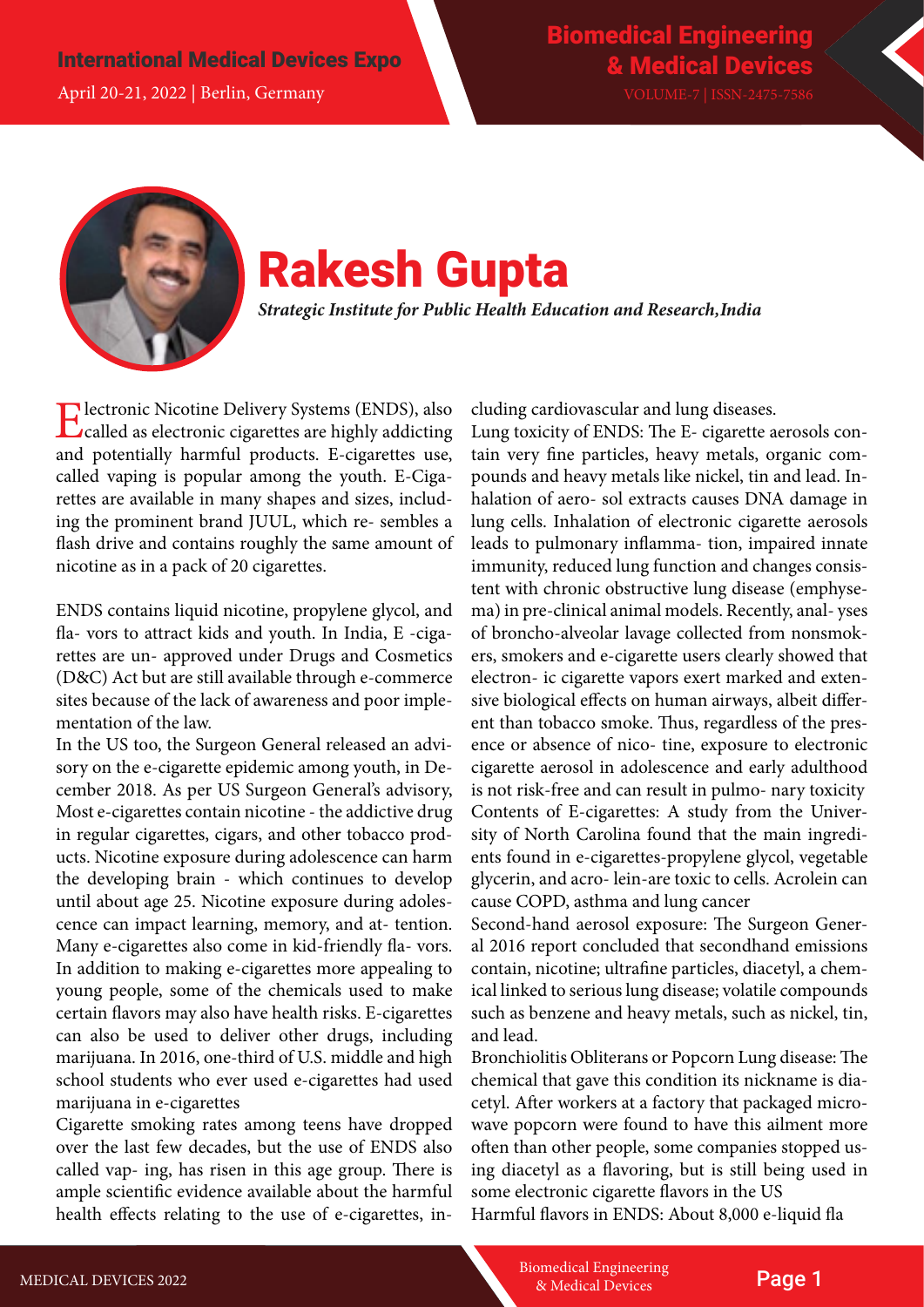# Rakesh Gupta

***Strategic Institute for Public Health Education and Research, India***

Electronic Nicotine Delivery Systems (ENDS), also called as electronic cigarettes are highly addicting and potentially harmful products. E-cigarettes use, called vaping is popular among the youth. E-Cigarettes are available in many shapes and sizes, including the prominent brand JUUL, which re- sembles a flash drive and contains roughly the same amount of nicotine as in a pack of 20 cigarettes.

ENDS contains liquid nicotine, propylene glycol, and fla- vors to attract kids and youth. In India, E -cigarettes are un- approved under Drugs and Cosmetics (D&C) Act but are still available through e-commerce sites because of the lack of awareness and poor implementation of the law.

In the US too, the Surgeon General released an advisory on the e-cigarette epidemic among youth, in December 2018. As per US Surgeon General's advisory, Most e-cigarettes contain nicotine - the addictive drug in regular cigarettes, cigars, and other tobacco products. Nicotine exposure during adolescence can harm the developing brain - which continues to develop until about age 25. Nicotine exposure during adolescence can impact learning, memory, and at- tention. Many e-cigarettes also come in kid-friendly fla- vors. In addition to making e-cigarettes more appealing to young people, some of the chemicals used to make certain flavors may also have health risks. E-cigarettes can also be used to deliver other drugs, including marijuana. In 2016, one-third of U.S. middle and high school students who ever used e-cigarettes had used marijuana in e-cigarettes

Cigarette smoking rates among teens have dropped over the last few decades, but the use of ENDS also called vap- ing, has risen in this age group. There is ample scientific evidence available about the harmful health effects relating to the use of e-cigarettes, including cardiovascular and lung diseases.

Lung toxicity of ENDS: The E- cigarette aerosols contain very fine particles, heavy metals, organic compounds and heavy metals like nickel, tin and lead. Inhalation of aero- sol extracts causes DNA damage in lung cells. Inhalation of electronic cigarette aerosols leads to pulmonary inflamma- tion, impaired innate immunity, reduced lung function and changes consistent with chronic obstructive lung disease (emphysema) in pre-clinical animal models. Recently, anal- yses of broncho-alveolar lavage collected from nonsmokers, smokers and e-cigarette users clearly showed that electron- ic cigarette vapors exert marked and extensive biological effects on human airways, albeit different than tobacco smoke. Thus, regardless of the presence or absence of nico- tine, exposure to electronic cigarette aerosol in adolescence and early adulthood is not risk-free and can result in pulmo- nary toxicity

Contents of E-cigarettes: A study from the University of North Carolina found that the main ingredients found in e-cigarettes-propylene glycol, vegetable glycerin, and acro- lein-are toxic to cells. Acrolein can cause COPD, asthma and lung cancer

Second-hand aerosol exposure: The Surgeon General 2016 report concluded that secondhand emissions contain, nicotine; ultrafine particles, diacetyl, a chemical linked to serious lung disease; volatile compounds such as benzene and heavy metals, such as nickel, tin, and lead.

Bronchiolitis Obliterans or Popcorn Lung disease: The chemical that gave this condition its nickname is diacetyl. After workers at a factory that packaged microwave popcorn were found to have this ailment more often than other people, some companies stopped using diacetyl as a flavoring, but is still being used in some electronic cigarette flavors in the US

Harmful flavors in ENDS: About 8,000 e-liquid fla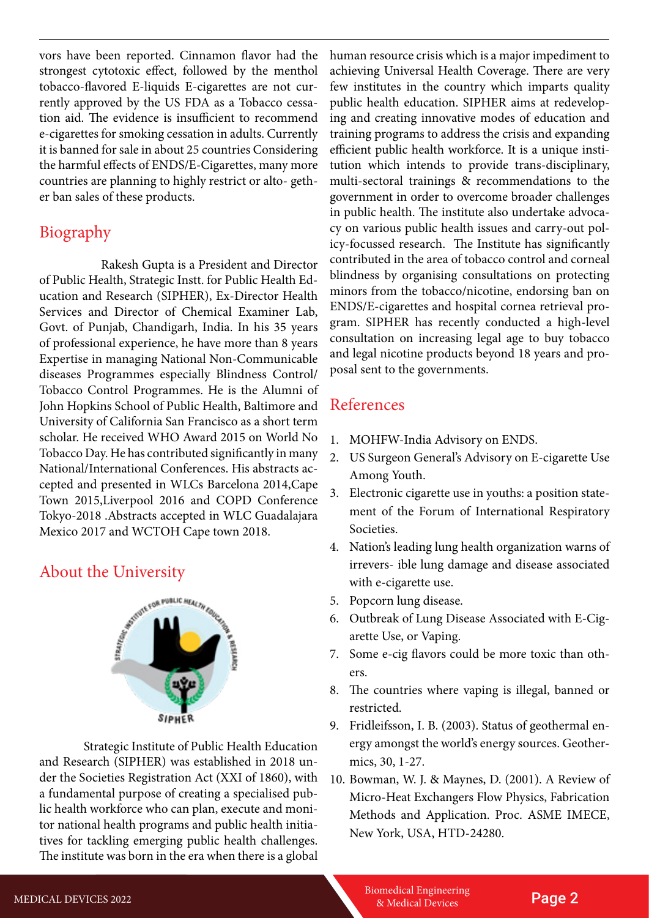vors have been reported. Cinnamon flavor had the strongest cytotoxic effect, followed by the menthol tobacco-flavored E-liquids E-cigarettes are not currently approved by the US FDA as a Tobacco cessation aid. The evidence is insufficient to recommend e-cigarettes for smoking cessation in adults. Currently it is banned for sale in about 25 countries Considering the harmful effects of ENDS/E-Cigarettes, many more countries are planning to highly restrict or alto- gether ban sales of these products.

## Biography

Rakesh Gupta is a President and Director of Public Health, Strategic Instt. for Public Health Education and Research (SIPHER), Ex-Director Health Services and Director of Chemical Examiner Lab, Govt. of Punjab, Chandigarh, India. In his 35 years of professional experience, he have more than 8 years Expertise in managing National Non-Communicable diseases Programmes especially Blindness Control/ Tobacco Control Programmes. He is the Alumni of John Hopkins School of Public Health, Baltimore and University of California San Francisco as a short term scholar. He received WHO Award 2015 on World No Tobacco Day. He has contributed significantly in many National/International Conferences. His abstracts accepted and presented in WLCs Barcelona 2014,Cape Town 2015,Liverpool 2016 and COPD Conference Tokyo-2018 .Abstracts accepted in WLC Guadalajara Mexico 2017 and WCTOH Cape town 2018.

## About the University

Strategic Institute of Public Health Education and Research (SIPHER) was established in 2018 under the Societies Registration Act (XXI of 1860), with a fundamental purpose of creating a specialised public health workforce who can plan, execute and monitor national health programs and public health initiatives for tackling emerging public health challenges. The institute was born in the era when there is a global human resource crisis which is a major impediment to achieving Universal Health Coverage. There are very few institutes in the country which imparts quality public health education. SIPHER aims at redeveloping and creating innovative modes of education and training programs to address the crisis and expanding efficient public health workforce. It is a unique institution which intends to provide trans-disciplinary, multi-sectoral trainings & recommendations to the government in order to overcome broader challenges in public health. The institute also undertake advocacy on various public health issues and carry-out policy-focussed research. The Institute has significantly contributed in the area of tobacco control and corneal blindness by organising consultations on protecting minors from the tobacco/nicotine, endorsing ban on ENDS/E-cigarettes and hospital cornea retrieval program. SIPHER has recently conducted a high-level consultation on increasing legal age to buy tobacco and legal nicotine products beyond 18 years and proposal sent to the governments.

## References

1. MOHFW-India Advisory on ENDS.
2. US Surgeon General's Advisory on E-cigarette Use Among Youth.
3. Electronic cigarette use in youths: a position statement of the Forum of International Respiratory Societies.
4. Nation's leading lung health organization warns of irrevers- ible lung damage and disease associated with e-cigarette use.
5. Popcorn lung disease.
6. Outbreak of Lung Disease Associated with E-Cigarette Use, or Vaping.
7. Some e-cig flavors could be more toxic than others.
8. The countries where vaping is illegal, banned or restricted.
9. Fridleifsson, I. B. (2003). Status of geothermal energy amongst the world's energy sources. Geothermics, 30, 1-27.
10. Bowman, W. J. & Maynes, D. (2001). A Review of Micro-Heat Exchangers Flow Physics, Fabrication Methods and Application. Proc. ASME IMECE, New York, USA, HTD-24280.